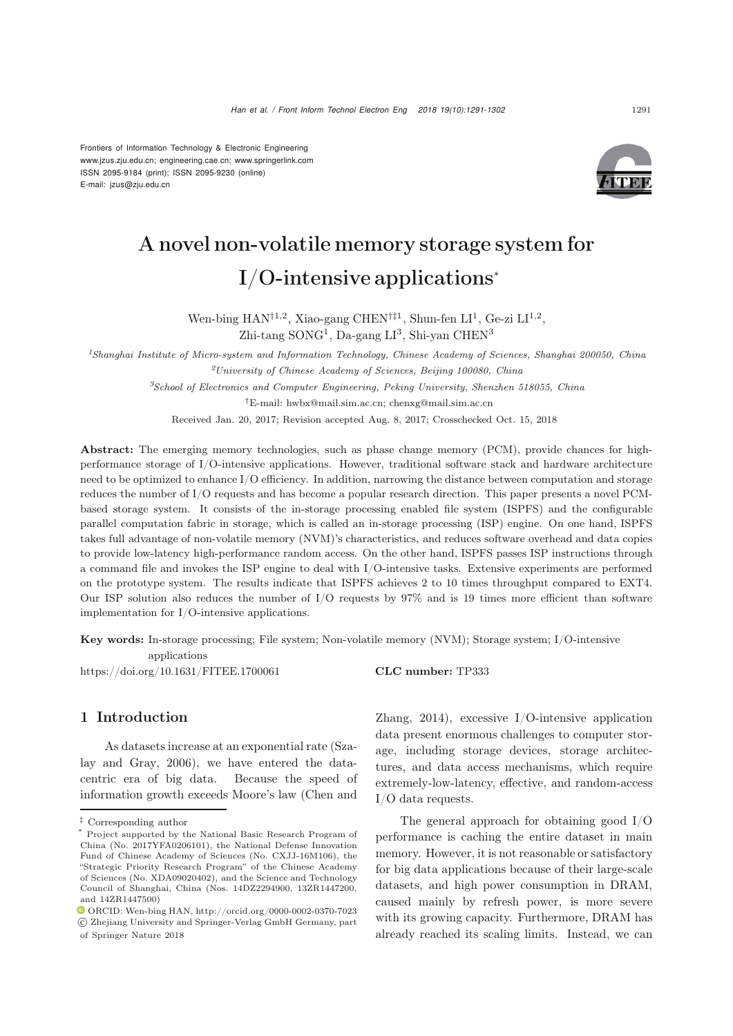Frontiers of Information Technology & Electronic Engineering
www.jzus.zju.edu.cn; engineering.cae.cn; www.springerlink.com
ISSN 2095-9184 (print); ISSN 2095-9230 (online)
E-mail: jzus@zju.edu.cn

# A novel non-volatile memory storage system for I/O-intensive applications*

Wen-bing HAN[†1,2], Xiao-gang CHEN[†‡1], Shun-fen LI[1], Ge-zi LI[1,2], Zhi-tang SONG[1], Da-gang LI[3], Shi-yan CHEN[3]

[1]*Shanghai Institute of Micro-system and Information Technology, Chinese Academy of Sciences, Shanghai 200050, China*

[2]*University of Chinese Academy of Sciences, Beijing 100080, China*

[3]*School of Electronics and Computer Engineering, Peking University, Shenzhen 518055, China*

[†]E-mail: hwbx@mail.sim.ac.cn; chenxg@mail.sim.ac.cn

Received Jan. 20, 2017; Revision accepted Aug. 8, 2017; Crosschecked Oct. 15, 2018

**Abstract:** The emerging memory technologies, such as phase change memory (PCM), provide chances for high-performance storage of I/O-intensive applications. However, traditional software stack and hardware architecture need to be optimized to enhance I/O efficiency. In addition, narrowing the distance between computation and storage reduces the number of I/O requests and has become a popular research direction. This paper presents a novel PCM-based storage system. It consists of the in-storage processing enabled file system (ISPFS) and the configurable parallel computation fabric in storage, which is called an in-storage processing (ISP) engine. On one hand, ISPFS takes full advantage of non-volatile memory (NVM)'s characteristics, and reduces software overhead and data copies to provide low-latency high-performance random access. On the other hand, ISPFS passes ISP instructions through a command file and invokes the ISP engine to deal with I/O-intensive tasks. Extensive experiments are performed on the prototype system. The results indicate that ISPFS achieves 2 to 10 times throughput compared to EXT4. Our ISP solution also reduces the number of I/O requests by 97% and is 19 times more efficient than software implementation for I/O-intensive applications.

**Key words:** In-storage processing; File system; Non-volatile memory (NVM); Storage system; I/O-intensive applications

https://doi.org/10.1631/FITEE.1700061 **CLC number:** TP333

## 1 Introduction

As datasets increase at an exponential rate (Szalay and Gray, 2006), we have entered the data-centric era of big data. Because the speed of information growth exceeds Moore's law (Chen and Zhang, 2014), excessive I/O-intensive application data present enormous challenges to computer storage, including storage devices, storage architectures, and data access mechanisms, which require extremely-low-latency, effective, and random-access I/O data requests.

The general approach for obtaining good I/O performance is caching the entire dataset in main memory. However, it is not reasonable or satisfactory for big data applications because of their large-scale datasets, and high power consumption in DRAM, caused mainly by refresh power, is more severe with its growing capacity. Furthermore, DRAM has already reached its scaling limits. Instead, we can

‡ Corresponding author

* Project supported by the National Basic Research Program of China (No. 2017YFA0206101), the National Defense Innovation Fund of Chinese Academy of Sciences (No. CXJJ-16M106), the "Strategic Priority Research Program" of the Chinese Academy of Sciences (No. XDA09020402), and the Science and Technology Council of Shanghai, China (Nos. 14DZ2294900, 13ZR1447200, and 14ZR1447500)

ORCID: Wen-bing HAN, http://orcid.org/0000-0002-0370-7023

© Zhejiang University and Springer-Verlag GmbH Germany, part of Springer Nature 2018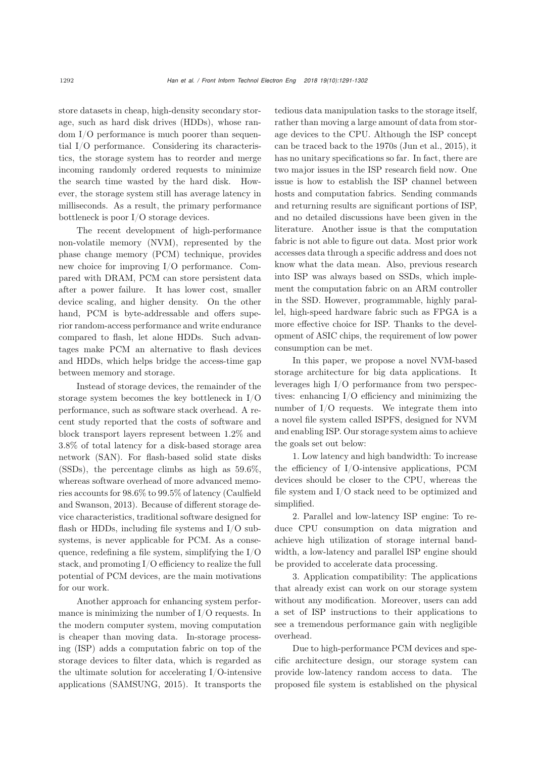store datasets in cheap, high-density secondary storage, such as hard disk drives (HDDs), whose random I/O performance is much poorer than sequential I/O performance. Considering its characteristics, the storage system has to reorder and merge incoming randomly ordered requests to minimize the search time wasted by the hard disk. However, the storage system still has average latency in milliseconds. As a result, the primary performance bottleneck is poor I/O storage devices.

The recent development of high-performance non-volatile memory (NVM), represented by the phase change memory (PCM) technique, provides new choice for improving I/O performance. Compared with DRAM, PCM can store persistent data after a power failure. It has lower cost, smaller device scaling, and higher density. On the other hand, PCM is byte-addressable and offers superior random-access performance and write endurance compared to flash, let alone HDDs. Such advantages make PCM an alternative to flash devices and HDDs, which helps bridge the access-time gap between memory and storage.

Instead of storage devices, the remainder of the storage system becomes the key bottleneck in I/O performance, such as software stack overhead. A recent study reported that the costs of software and block transport layers represent between 1.2% and 3.8% of total latency for a disk-based storage area network (SAN). For flash-based solid state disks (SSDs), the percentage climbs as high as 59.6%, whereas software overhead of more advanced memories accounts for 98.6% to 99.5% of latency (Caulfield and Swanson, 2013). Because of different storage device characteristics, traditional software designed for flash or HDDs, including file systems and I/O subsystems, is never applicable for PCM. As a consequence, redefining a file system, simplifying the I/O stack, and promoting I/O efficiency to realize the full potential of PCM devices, are the main motivations for our work.

Another approach for enhancing system performance is minimizing the number of I/O requests. In the modern computer system, moving computation is cheaper than moving data. In-storage processing (ISP) adds a computation fabric on top of the storage devices to filter data, which is regarded as the ultimate solution for accelerating I/O-intensive applications (SAMSUNG, 2015). It transports the tedious data manipulation tasks to the storage itself, rather than moving a large amount of data from storage devices to the CPU. Although the ISP concept can be traced back to the 1970s (Jun et al., 2015), it has no unitary specifications so far. In fact, there are two major issues in the ISP research field now. One issue is how to establish the ISP channel between hosts and computation fabrics. Sending commands and returning results are significant portions of ISP, and no detailed discussions have been given in the literature. Another issue is that the computation fabric is not able to figure out data. Most prior work accesses data through a specific address and does not know what the data mean. Also, previous research into ISP was always based on SSDs, which implement the computation fabric on an ARM controller in the SSD. However, programmable, highly parallel, high-speed hardware fabric such as FPGA is a more effective choice for ISP. Thanks to the development of ASIC chips, the requirement of low power consumption can be met.

In this paper, we propose a novel NVM-based storage architecture for big data applications. It leverages high I/O performance from two perspectives: enhancing I/O efficiency and minimizing the number of I/O requests. We integrate them into a novel file system called ISPFS, designed for NVM and enabling ISP. Our storage system aims to achieve the goals set out below:

1. Low latency and high bandwidth: To increase the efficiency of I/O-intensive applications, PCM devices should be closer to the CPU, whereas the file system and I/O stack need to be optimized and simplified.

2. Parallel and low-latency ISP engine: To reduce CPU consumption on data migration and achieve high utilization of storage internal bandwidth, a low-latency and parallel ISP engine should be provided to accelerate data processing.

3. Application compatibility: The applications that already exist can work on our storage system without any modification. Moreover, users can add a set of ISP instructions to their applications to see a tremendous performance gain with negligible overhead.

Due to high-performance PCM devices and specific architecture design, our storage system can provide low-latency random access to data. The proposed file system is established on the physical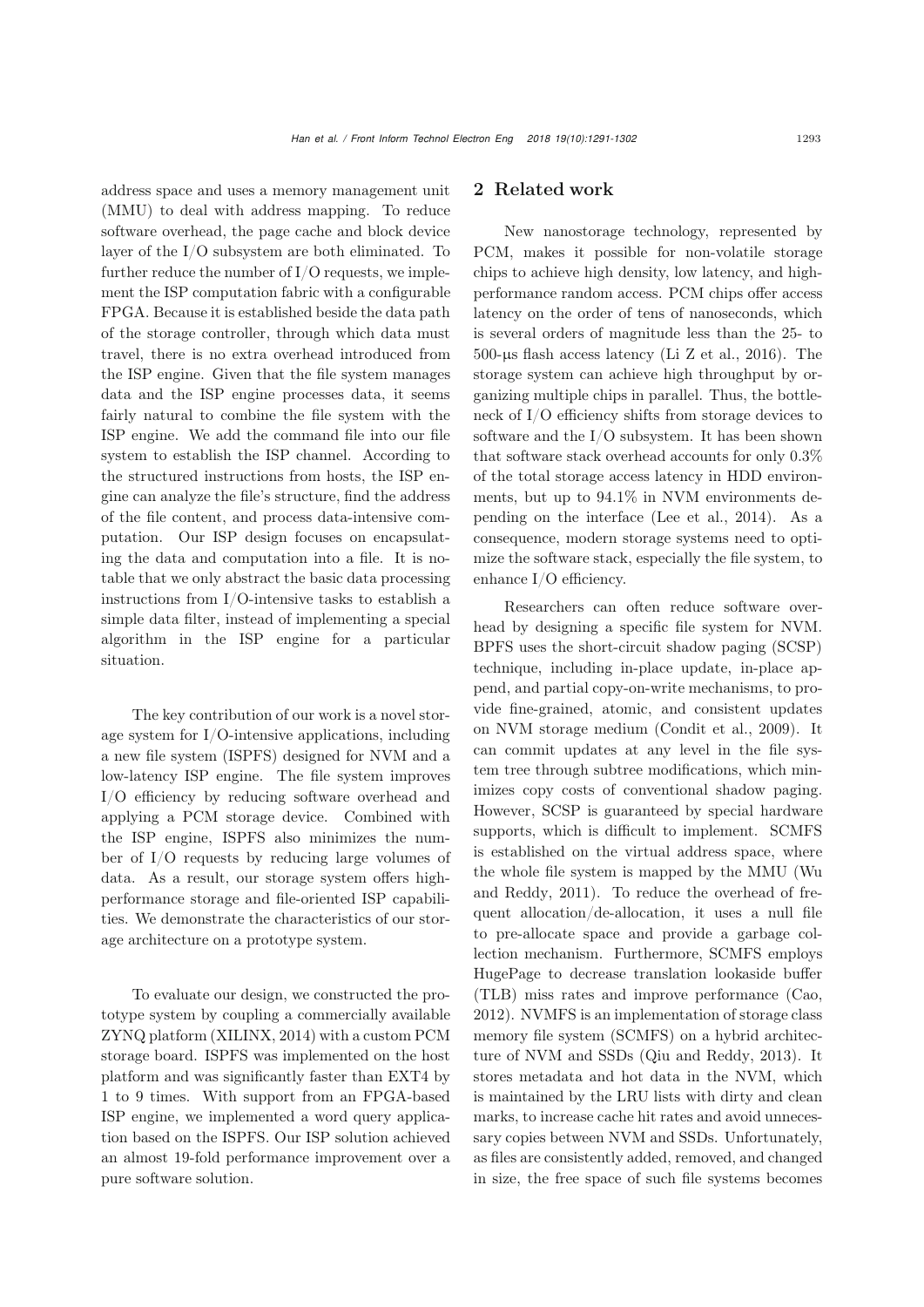address space and uses a memory management unit (MMU) to deal with address mapping. To reduce software overhead, the page cache and block device layer of the I/O subsystem are both eliminated. To further reduce the number of I/O requests, we implement the ISP computation fabric with a configurable FPGA. Because it is established beside the data path of the storage controller, through which data must travel, there is no extra overhead introduced from the ISP engine. Given that the file system manages data and the ISP engine processes data, it seems fairly natural to combine the file system with the ISP engine. We add the command file into our file system to establish the ISP channel. According to the structured instructions from hosts, the ISP engine can analyze the file's structure, find the address of the file content, and process data-intensive computation. Our ISP design focuses on encapsulating the data and computation into a file. It is notable that we only abstract the basic data processing instructions from I/O-intensive tasks to establish a simple data filter, instead of implementing a special algorithm in the ISP engine for a particular situation.

The key contribution of our work is a novel storage system for I/O-intensive applications, including a new file system (ISPFS) designed for NVM and a low-latency ISP engine. The file system improves I/O efficiency by reducing software overhead and applying a PCM storage device. Combined with the ISP engine, ISPFS also minimizes the number of I/O requests by reducing large volumes of data. As a result, our storage system offers high-performance storage and file-oriented ISP capabilities. We demonstrate the characteristics of our storage architecture on a prototype system.

To evaluate our design, we constructed the prototype system by coupling a commercially available ZYNQ platform (XILINX, 2014) with a custom PCM storage board. ISPFS was implemented on the host platform and was significantly faster than EXT4 by 1 to 9 times. With support from an FPGA-based ISP engine, we implemented a word query application based on the ISPFS. Our ISP solution achieved an almost 19-fold performance improvement over a pure software solution.

## 2 Related work

New nanostorage technology, represented by PCM, makes it possible for non-volatile storage chips to achieve high density, low latency, and high-performance random access. PCM chips offer access latency on the order of tens of nanoseconds, which is several orders of magnitude less than the 25- to 500-μs flash access latency (Li Z et al., 2016). The storage system can achieve high throughput by organizing multiple chips in parallel. Thus, the bottleneck of I/O efficiency shifts from storage devices to software and the I/O subsystem. It has been shown that software stack overhead accounts for only 0.3% of the total storage access latency in HDD environments, but up to 94.1% in NVM environments depending on the interface (Lee et al., 2014). As a consequence, modern storage systems need to optimize the software stack, especially the file system, to enhance I/O efficiency.

Researchers can often reduce software overhead by designing a specific file system for NVM. BPFS uses the short-circuit shadow paging (SCSP) technique, including in-place update, in-place append, and partial copy-on-write mechanisms, to provide fine-grained, atomic, and consistent updates on NVM storage medium (Condit et al., 2009). It can commit updates at any level in the file system tree through subtree modifications, which minimizes copy costs of conventional shadow paging. However, SCSP is guaranteed by special hardware supports, which is difficult to implement. SCMFS is established on the virtual address space, where the whole file system is mapped by the MMU (Wu and Reddy, 2011). To reduce the overhead of frequent allocation/de-allocation, it uses a null file to pre-allocate space and provide a garbage collection mechanism. Furthermore, SCMFS employs HugePage to decrease translation lookaside buffer (TLB) miss rates and improve performance (Cao, 2012). NVMFS is an implementation of storage class memory file system (SCMFS) on a hybrid architecture of NVM and SSDs (Qiu and Reddy, 2013). It stores metadata and hot data in the NVM, which is maintained by the LRU lists with dirty and clean marks, to increase cache hit rates and avoid unnecessary copies between NVM and SSDs. Unfortunately, as files are consistently added, removed, and changed in size, the free space of such file systems becomes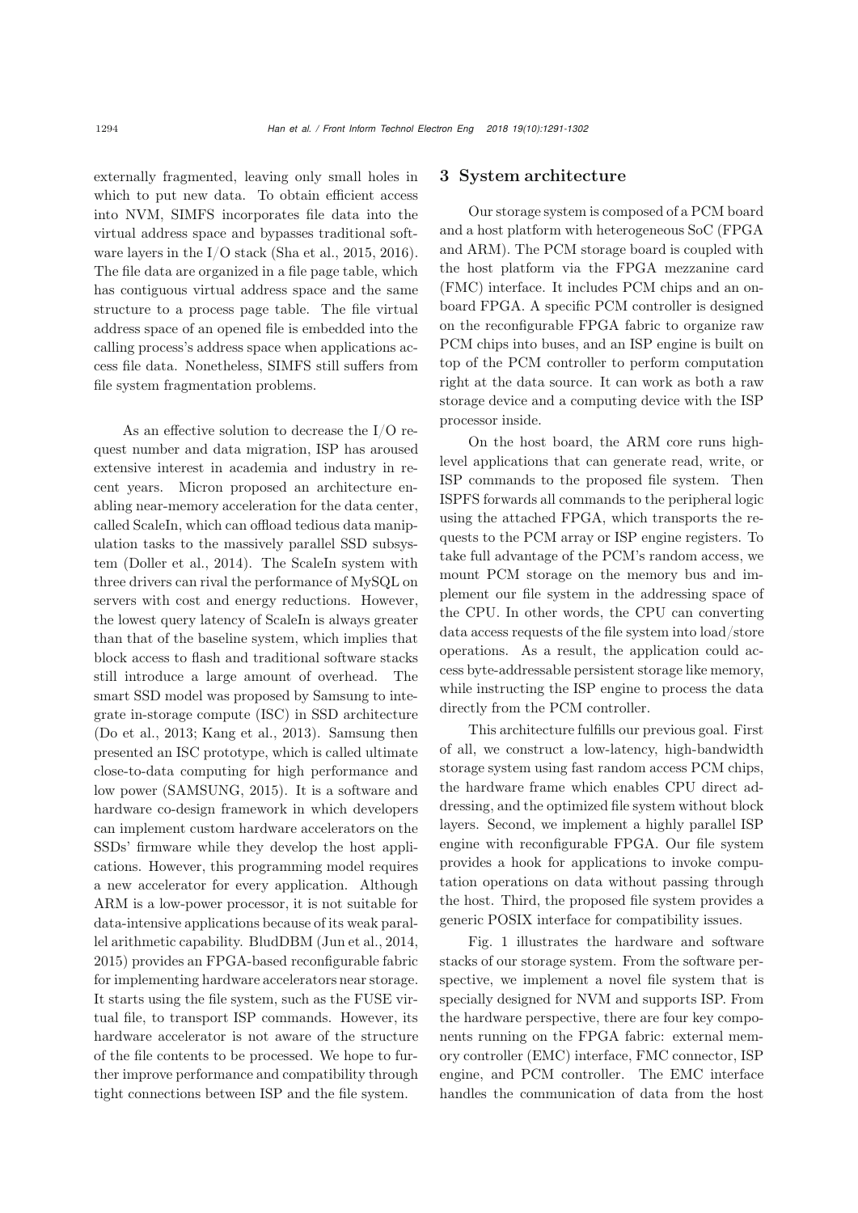externally fragmented, leaving only small holes in which to put new data. To obtain efficient access into NVM, SIMFS incorporates file data into the virtual address space and bypasses traditional software layers in the I/O stack (Sha et al., 2015, 2016). The file data are organized in a file page table, which has contiguous virtual address space and the same structure to a process page table. The file virtual address space of an opened file is embedded into the calling process's address space when applications access file data. Nonetheless, SIMFS still suffers from file system fragmentation problems.

As an effective solution to decrease the I/O request number and data migration, ISP has aroused extensive interest in academia and industry in recent years. Micron proposed an architecture enabling near-memory acceleration for the data center, called ScaleIn, which can offload tedious data manipulation tasks to the massively parallel SSD subsystem (Doller et al., 2014). The ScaleIn system with three drivers can rival the performance of MySQL on servers with cost and energy reductions. However, the lowest query latency of ScaleIn is always greater than that of the baseline system, which implies that block access to flash and traditional software stacks still introduce a large amount of overhead. The smart SSD model was proposed by Samsung to integrate in-storage compute (ISC) in SSD architecture (Do et al., 2013; Kang et al., 2013). Samsung then presented an ISC prototype, which is called ultimate close-to-data computing for high performance and low power (SAMSUNG, 2015). It is a software and hardware co-design framework in which developers can implement custom hardware accelerators on the SSDs' firmware while they develop the host applications. However, this programming model requires a new accelerator for every application. Although ARM is a low-power processor, it is not suitable for data-intensive applications because of its weak parallel arithmetic capability. BludDBM (Jun et al., 2014, 2015) provides an FPGA-based reconfigurable fabric for implementing hardware accelerators near storage. It starts using the file system, such as the FUSE virtual file, to transport ISP commands. However, its hardware accelerator is not aware of the structure of the file contents to be processed. We hope to further improve performance and compatibility through tight connections between ISP and the file system.

## 3 System architecture

Our storage system is composed of a PCM board and a host platform with heterogeneous SoC (FPGA and ARM). The PCM storage board is coupled with the host platform via the FPGA mezzanine card (FMC) interface. It includes PCM chips and an onboard FPGA. A specific PCM controller is designed on the reconfigurable FPGA fabric to organize raw PCM chips into buses, and an ISP engine is built on top of the PCM controller to perform computation right at the data source. It can work as both a raw storage device and a computing device with the ISP processor inside.

On the host board, the ARM core runs high-level applications that can generate read, write, or ISP commands to the proposed file system. Then ISPFS forwards all commands to the peripheral logic using the attached FPGA, which transports the requests to the PCM array or ISP engine registers. To take full advantage of the PCM's random access, we mount PCM storage on the memory bus and implement our file system in the addressing space of the CPU. In other words, the CPU can converting data access requests of the file system into load/store operations. As a result, the application could access byte-addressable persistent storage like memory, while instructing the ISP engine to process the data directly from the PCM controller.

This architecture fulfills our previous goal. First of all, we construct a low-latency, high-bandwidth storage system using fast random access PCM chips, the hardware frame which enables CPU direct addressing, and the optimized file system without block layers. Second, we implement a highly parallel ISP engine with reconfigurable FPGA. Our file system provides a hook for applications to invoke computation operations on data without passing through the host. Third, the proposed file system provides a generic POSIX interface for compatibility issues.

Fig. 1 illustrates the hardware and software stacks of our storage system. From the software perspective, we implement a novel file system that is specially designed for NVM and supports ISP. From the hardware perspective, there are four key components running on the FPGA fabric: external memory controller (EMC) interface, FMC connector, ISP engine, and PCM controller. The EMC interface handles the communication of data from the host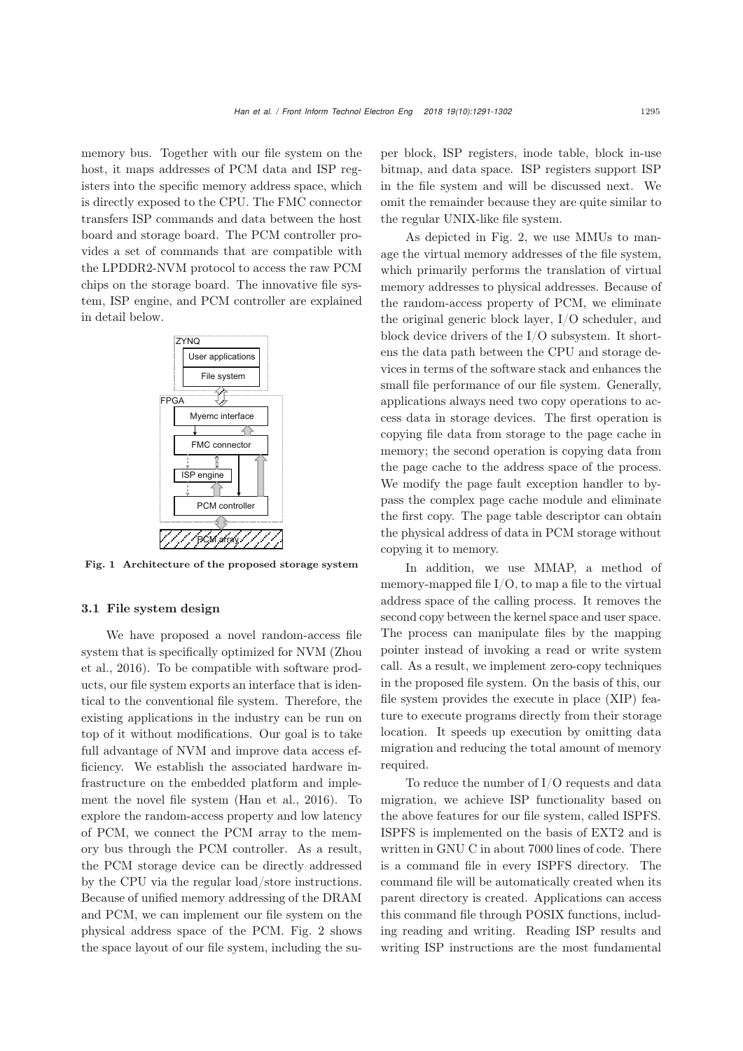memory bus. Together with our file system on the host, it maps addresses of PCM data and ISP registers into the specific memory address space, which is directly exposed to the CPU. The FMC connector transfers ISP commands and data between the host board and storage board. The PCM controller provides a set of commands that are compatible with the LPDDR2-NVM protocol to access the raw PCM chips on the storage board. The innovative file system, ISP engine, and PCM controller are explained in detail below.

ZYNQ
User applications
File system
FPGA
Myemc interface
FMC connector
ISP engine
PCM controller
PCM array

**Fig. 1 Architecture of the proposed storage system**

### 3.1 File system design

We have proposed a novel random-access file system that is specifically optimized for NVM (Zhou et al., 2016). To be compatible with software products, our file system exports an interface that is identical to the conventional file system. Therefore, the existing applications in the industry can be run on top of it without modifications. Our goal is to take full advantage of NVM and improve data access efficiency. We establish the associated hardware infrastructure on the embedded platform and implement the novel file system (Han et al., 2016). To explore the random-access property and low latency of PCM, we connect the PCM array to the memory bus through the PCM controller. As a result, the PCM storage device can be directly addressed by the CPU via the regular load/store instructions. Because of unified memory addressing of the DRAM and PCM, we can implement our file system on the physical address space of the PCM. Fig. 2 shows the space layout of our file system, including the super block, ISP registers, inode table, block in-use bitmap, and data space. ISP registers support ISP in the file system and will be discussed next. We omit the remainder because they are quite similar to the regular UNIX-like file system.

As depicted in Fig. 2, we use MMUs to manage the virtual memory addresses of the file system, which primarily performs the translation of virtual memory addresses to physical addresses. Because of the random-access property of PCM, we eliminate the original generic block layer, I/O scheduler, and block device drivers of the I/O subsystem. It shortens the data path between the CPU and storage devices in terms of the software stack and enhances the small file performance of our file system. Generally, applications always need two copy operations to access data in storage devices. The first operation is copying file data from storage to the page cache in memory; the second operation is copying data from the page cache to the address space of the process. We modify the page fault exception handler to bypass the complex page cache module and eliminate the first copy. The page table descriptor can obtain the physical address of data in PCM storage without copying it to memory.

In addition, we use MMAP, a method of memory-mapped file I/O, to map a file to the virtual address space of the calling process. It removes the second copy between the kernel space and user space. The process can manipulate files by the mapping pointer instead of invoking a read or write system call. As a result, we implement zero-copy techniques in the proposed file system. On the basis of this, our file system provides the execute in place (XIP) feature to execute programs directly from their storage location. It speeds up execution by omitting data migration and reducing the total amount of memory required.

To reduce the number of I/O requests and data migration, we achieve ISP functionality based on the above features for our file system, called ISPFS. ISPFS is implemented on the basis of EXT2 and is written in GNU C in about 7000 lines of code. There is a command file in every ISPFS directory. The command file will be automatically created when its parent directory is created. Applications can access this command file through POSIX functions, including reading and writing. Reading ISP results and writing ISP instructions are the most fundamental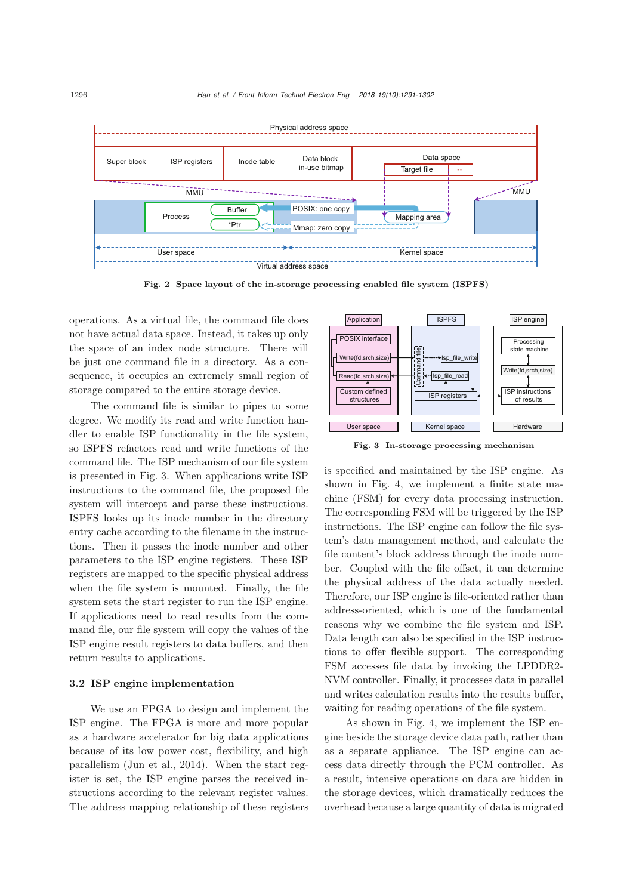Fig. 2 Space layout of the in-storage processing enabled file system (ISPFS)

operations. As a virtual file, the command file does not have actual data space. Instead, it takes up only the space of an index node structure. There will be just one command file in a directory. As a consequence, it occupies an extremely small region of storage compared to the entire storage device.

The command file is similar to pipes to some degree. We modify its read and write function handler to enable ISP functionality in the file system, so ISPFS refactors read and write functions of the command file. The ISP mechanism of our file system is presented in Fig. 3. When applications write ISP instructions to the command file, the proposed file system will intercept and parse these instructions. ISPFS looks up its inode number in the directory entry cache according to the filename in the instructions. Then it passes the inode number and other parameters to the ISP engine registers. These ISP registers are mapped to the specific physical address when the file system is mounted. Finally, the file system sets the start register to run the ISP engine. If applications need to read results from the command file, our file system will copy the values of the ISP engine result registers to data buffers, and then return results to applications.

### 3.2 ISP engine implementation

We use an FPGA to design and implement the ISP engine. The FPGA is more and more popular as a hardware accelerator for big data applications because of its low power cost, flexibility, and high parallelism (Jun et al., 2014). When the start register is set, the ISP engine parses the received instructions according to the relevant register values. The address mapping relationship of these registers is specified and maintained by the ISP engine. As shown in Fig. 4, we implement a finite state machine (FSM) for every data processing instruction. The corresponding FSM will be triggered by the ISP instructions. The ISP engine can follow the file system's data management method, and calculate the file content's block address through the inode number. Coupled with the file offset, it can determine the physical address of the data actually needed. Therefore, our ISP engine is file-oriented rather than address-oriented, which is one of the fundamental reasons why we combine the file system and ISP. Data length can also be specified in the ISP instructions to offer flexible support. The corresponding FSM accesses file data by invoking the LPDDR2-NVM controller. Finally, it processes data in parallel and writes calculation results into the results buffer, waiting for reading operations of the file system.

Fig. 3 In-storage processing mechanism

As shown in Fig. 4, we implement the ISP engine beside the storage device data path, rather than as a separate appliance. The ISP engine can access data directly through the PCM controller. As a result, intensive operations on data are hidden in the storage devices, which dramatically reduces the overhead because a large quantity of data is migrated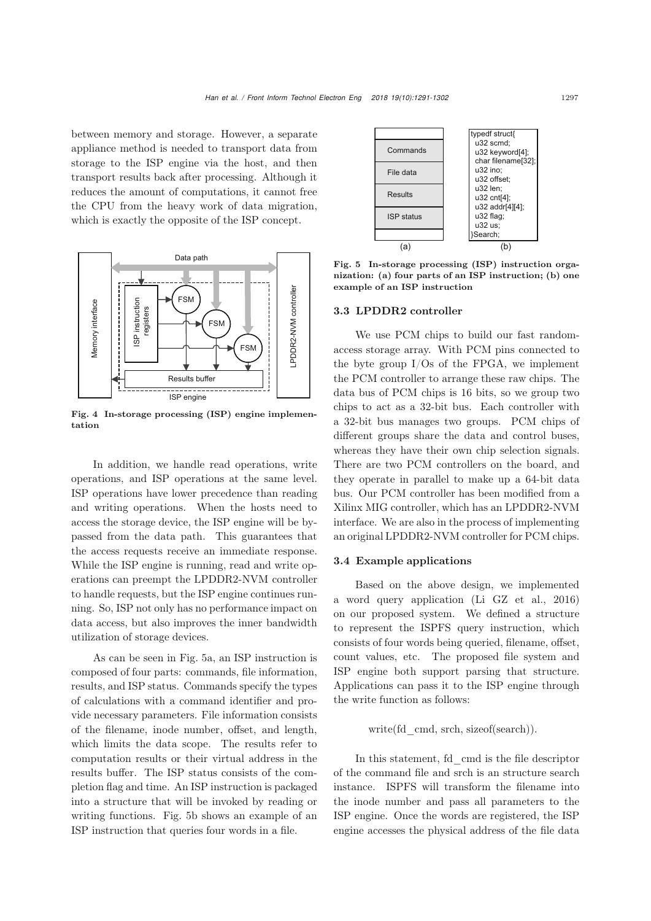between memory and storage. However, a separate appliance method is needed to transport data from storage to the ISP engine via the host, and then transport results back after processing. Although it reduces the amount of computations, it cannot free the CPU from the heavy work of data migration, which is exactly the opposite of the ISP concept.

**Fig. 4 In-storage processing (ISP) engine implementation**

In addition, we handle read operations, write operations, and ISP operations at the same level. ISP operations have lower precedence than reading and writing operations. When the hosts need to access the storage device, the ISP engine will be bypassed from the data path. This guarantees that the access requests receive an immediate response. While the ISP engine is running, read and write operations can preempt the LPDDR2-NVM controller to handle requests, but the ISP engine continues running. So, ISP not only has no performance impact on data access, but also improves the inner bandwidth utilization of storage devices.

As can be seen in Fig. 5a, an ISP instruction is composed of four parts: commands, file information, results, and ISP status. Commands specify the types of calculations with a command identifier and provide necessary parameters. File information consists of the filename, inode number, offset, and length, which limits the data scope. The results refer to computation results or their virtual address in the results buffer. The ISP status consists of the completion flag and time. An ISP instruction is packaged into a structure that will be invoked by reading or writing functions. Fig. 5b shows an example of an ISP instruction that queries four words in a file.

**Fig. 5 In-storage processing (ISP) instruction organization: (a) four parts of an ISP instruction; (b) one example of an ISP instruction**

### 3.3 LPDDR2 controller

We use PCM chips to build our fast random-access storage array. With PCM pins connected to the byte group I/Os of the FPGA, we implement the PCM controller to arrange these raw chips. The data bus of PCM chips is 16 bits, so we group two chips to act as a 32-bit bus. Each controller with a 32-bit bus manages two groups. PCM chips of different groups share the data and control buses, whereas they have their own chip selection signals. There are two PCM controllers on the board, and they operate in parallel to make up a 64-bit data bus. Our PCM controller has been modified from a Xilinx MIG controller, which has an LPDDR2-NVM interface. We are also in the process of implementing an original LPDDR2-NVM controller for PCM chips.

### 3.4 Example applications

Based on the above design, we implemented a word query application (Li GZ et al., 2016) on our proposed system. We defined a structure to represent the ISPFS query instruction, which consists of four words being queried, filename, offset, count values, etc. The proposed file system and ISP engine both support parsing that structure. Applications can pass it to the ISP engine through the write function as follows:

write(fd_cmd, srch, sizeof(search)).

In this statement, fd_cmd is the file descriptor of the command file and srch is an structure search instance. ISPFS will transform the filename into the inode number and pass all parameters to the ISP engine. Once the words are registered, the ISP engine accesses the physical address of the file data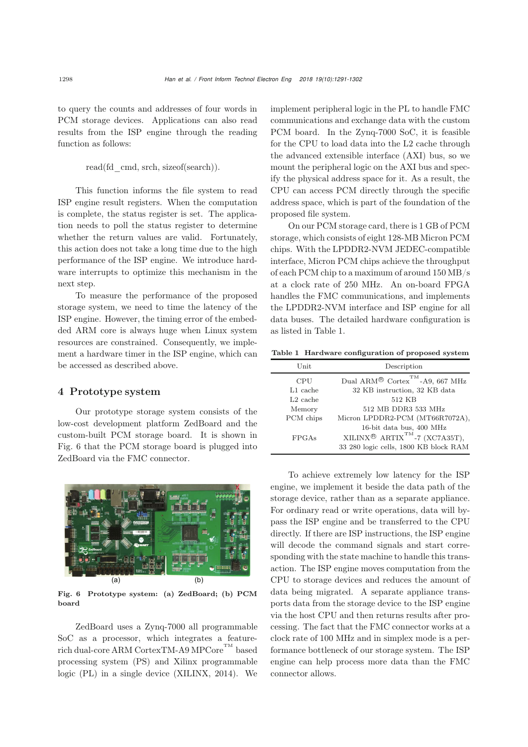to query the counts and addresses of four words in PCM storage devices. Applications can also read results from the ISP engine through the reading function as follows:

read(fd_cmd, srch, sizeof(search)).

This function informs the file system to read ISP engine result registers. When the computation is complete, the status register is set. The application needs to poll the status register to determine whether the return values are valid. Fortunately, this action does not take a long time due to the high performance of the ISP engine. We introduce hardware interrupts to optimize this mechanism in the next step.

To measure the performance of the proposed storage system, we need to time the latency of the ISP engine. However, the timing error of the embedded ARM core is always huge when Linux system resources are constrained. Consequently, we implement a hardware timer in the ISP engine, which can be accessed as described above.

## 4 Prototype system

Our prototype storage system consists of the low-cost development platform ZedBoard and the custom-built PCM storage board. It is shown in Fig. 6 that the PCM storage board is plugged into ZedBoard via the FMC connector.

**Fig. 6 Prototype system: (a) ZedBoard; (b) PCM board**

ZedBoard uses a Zynq-7000 all programmable SoC as a processor, which integrates a feature-rich dual-core ARM CortexTM-A9 MPCore™ based processing system (PS) and Xilinx programmable logic (PL) in a single device (XILINX, 2014). We implement peripheral logic in the PL to handle FMC communications and exchange data with the custom PCM board. In the Zynq-7000 SoC, it is feasible for the CPU to load data into the L2 cache through the advanced extensible interface (AXI) bus, so we mount the peripheral logic on the AXI bus and specify the physical address space for it. As a result, the CPU can access PCM directly through the specific address space, which is part of the foundation of the proposed file system.

On our PCM storage card, there is 1 GB of PCM storage, which consists of eight 128-MB Micron PCM chips. With the LPDDR2-NVM JEDEC-compatible interface, Micron PCM chips achieve the throughput of each PCM chip to a maximum of around 150 MB/s at a clock rate of 250 MHz. An on-board FPGA handles the FMC communications, and implements the LPDDR2-NVM interface and ISP engine for all data buses. The detailed hardware configuration is as listed in Table 1.

**Table 1 Hardware configuration of proposed system**

| Unit | Description |
|---|---|
| CPU | Dual ARM® Cortex™-A9, 667 MHz |
| L1 cache | 32 KB instruction, 32 KB data |
| L2 cache | 512 KB |
| Memory | 512 MB DDR3 533 MHz |
| PCM chips | Micron LPDDR2-PCM (MT66R7072A), 16-bit data bus, 400 MHz |
| FPGAs | XILINX® ARTIX™-7 (XC7A35T), 33 280 logic cells, 1800 KB block RAM |

To achieve extremely low latency for the ISP engine, we implement it beside the data path of the storage device, rather than as a separate appliance. For ordinary read or write operations, data will bypass the ISP engine and be transferred to the CPU directly. If there are ISP instructions, the ISP engine will decode the command signals and start corresponding with the state machine to handle this transaction. The ISP engine moves computation from the CPU to storage devices and reduces the amount of data being migrated. A separate appliance transports data from the storage device to the ISP engine via the host CPU and then returns results after processing. The fact that the FMC connector works at a clock rate of 100 MHz and in simplex mode is a performance bottleneck of our storage system. The ISP engine can help process more data than the FMC connector allows.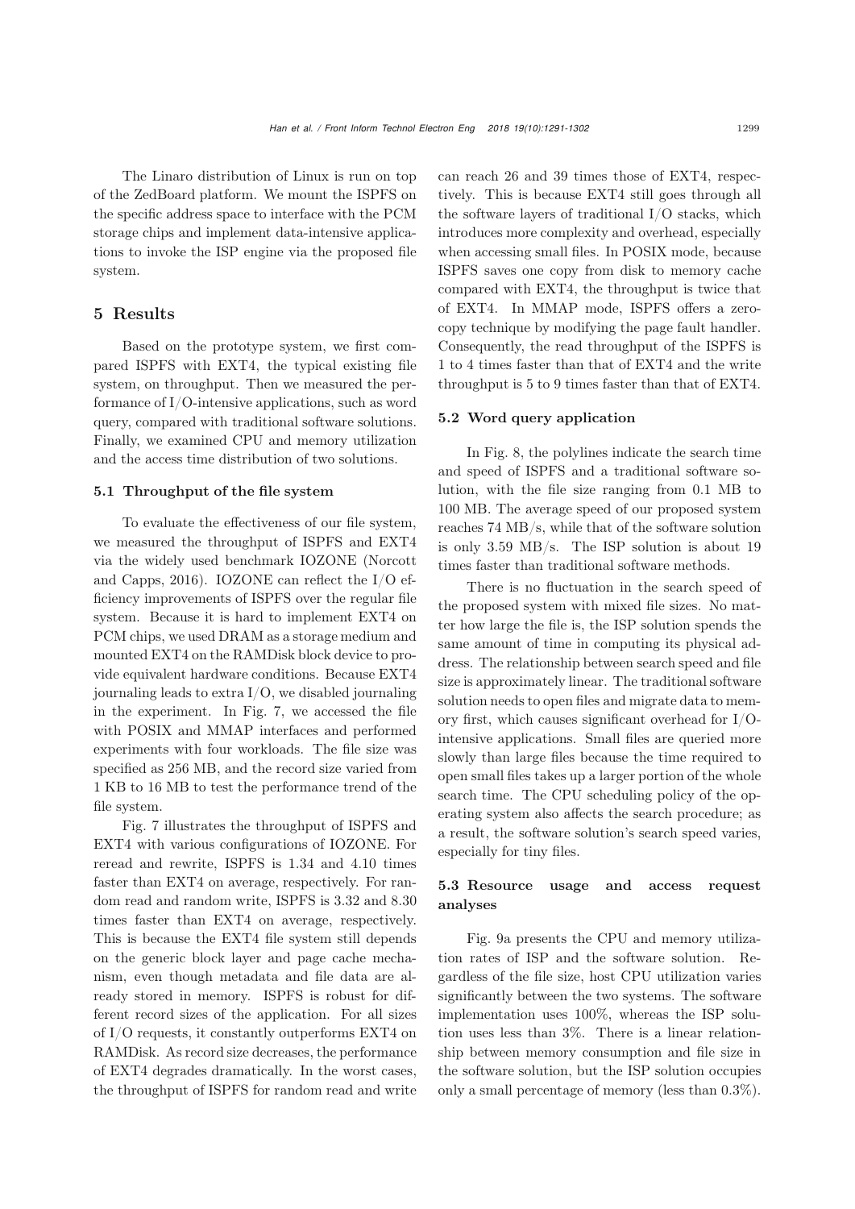The Linaro distribution of Linux is run on top of the ZedBoard platform. We mount the ISPFS on the specific address space to interface with the PCM storage chips and implement data-intensive applications to invoke the ISP engine via the proposed file system.

## 5 Results

Based on the prototype system, we first compared ISPFS with EXT4, the typical existing file system, on throughput. Then we measured the performance of I/O-intensive applications, such as word query, compared with traditional software solutions. Finally, we examined CPU and memory utilization and the access time distribution of two solutions.

### 5.1 Throughput of the file system

To evaluate the effectiveness of our file system, we measured the throughput of ISPFS and EXT4 via the widely used benchmark IOZONE (Norcott and Capps, 2016). IOZONE can reflect the I/O efficiency improvements of ISPFS over the regular file system. Because it is hard to implement EXT4 on PCM chips, we used DRAM as a storage medium and mounted EXT4 on the RAMDisk block device to provide equivalent hardware conditions. Because EXT4 journaling leads to extra I/O, we disabled journaling in the experiment. In Fig. 7, we accessed the file with POSIX and MMAP interfaces and performed experiments with four workloads. The file size was specified as 256 MB, and the record size varied from 1 KB to 16 MB to test the performance trend of the file system.

Fig. 7 illustrates the throughput of ISPFS and EXT4 with various configurations of IOZONE. For reread and rewrite, ISPFS is 1.34 and 4.10 times faster than EXT4 on average, respectively. For random read and random write, ISPFS is 3.32 and 8.30 times faster than EXT4 on average, respectively. This is because the EXT4 file system still depends on the generic block layer and page cache mechanism, even though metadata and file data are already stored in memory. ISPFS is robust for different record sizes of the application. For all sizes of I/O requests, it constantly outperforms EXT4 on RAMDisk. As record size decreases, the performance of EXT4 degrades dramatically. In the worst cases, the throughput of ISPFS for random read and write can reach 26 and 39 times those of EXT4, respectively. This is because EXT4 still goes through all the software layers of traditional I/O stacks, which introduces more complexity and overhead, especially when accessing small files. In POSIX mode, because ISPFS saves one copy from disk to memory cache compared with EXT4, the throughput is twice that of EXT4. In MMAP mode, ISPFS offers a zero-copy technique by modifying the page fault handler. Consequently, the read throughput of the ISPFS is 1 to 4 times faster than that of EXT4 and the write throughput is 5 to 9 times faster than that of EXT4.

### 5.2 Word query application

In Fig. 8, the polylines indicate the search time and speed of ISPFS and a traditional software solution, with the file size ranging from 0.1 MB to 100 MB. The average speed of our proposed system reaches 74 MB/s, while that of the software solution is only 3.59 MB/s. The ISP solution is about 19 times faster than traditional software methods.

There is no fluctuation in the search speed of the proposed system with mixed file sizes. No matter how large the file is, the ISP solution spends the same amount of time in computing its physical address. The relationship between search speed and file size is approximately linear. The traditional software solution needs to open files and migrate data to memory first, which causes significant overhead for I/O-intensive applications. Small files are queried more slowly than large files because the time required to open small files takes up a larger portion of the whole search time. The CPU scheduling policy of the operating system also affects the search procedure; as a result, the software solution's search speed varies, especially for tiny files.

### 5.3 Resource usage and access request analyses

Fig. 9a presents the CPU and memory utilization rates of ISP and the software solution. Regardless of the file size, host CPU utilization varies significantly between the two systems. The software implementation uses 100%, whereas the ISP solution uses less than 3%. There is a linear relationship between memory consumption and file size in the software solution, but the ISP solution occupies only a small percentage of memory (less than 0.3%).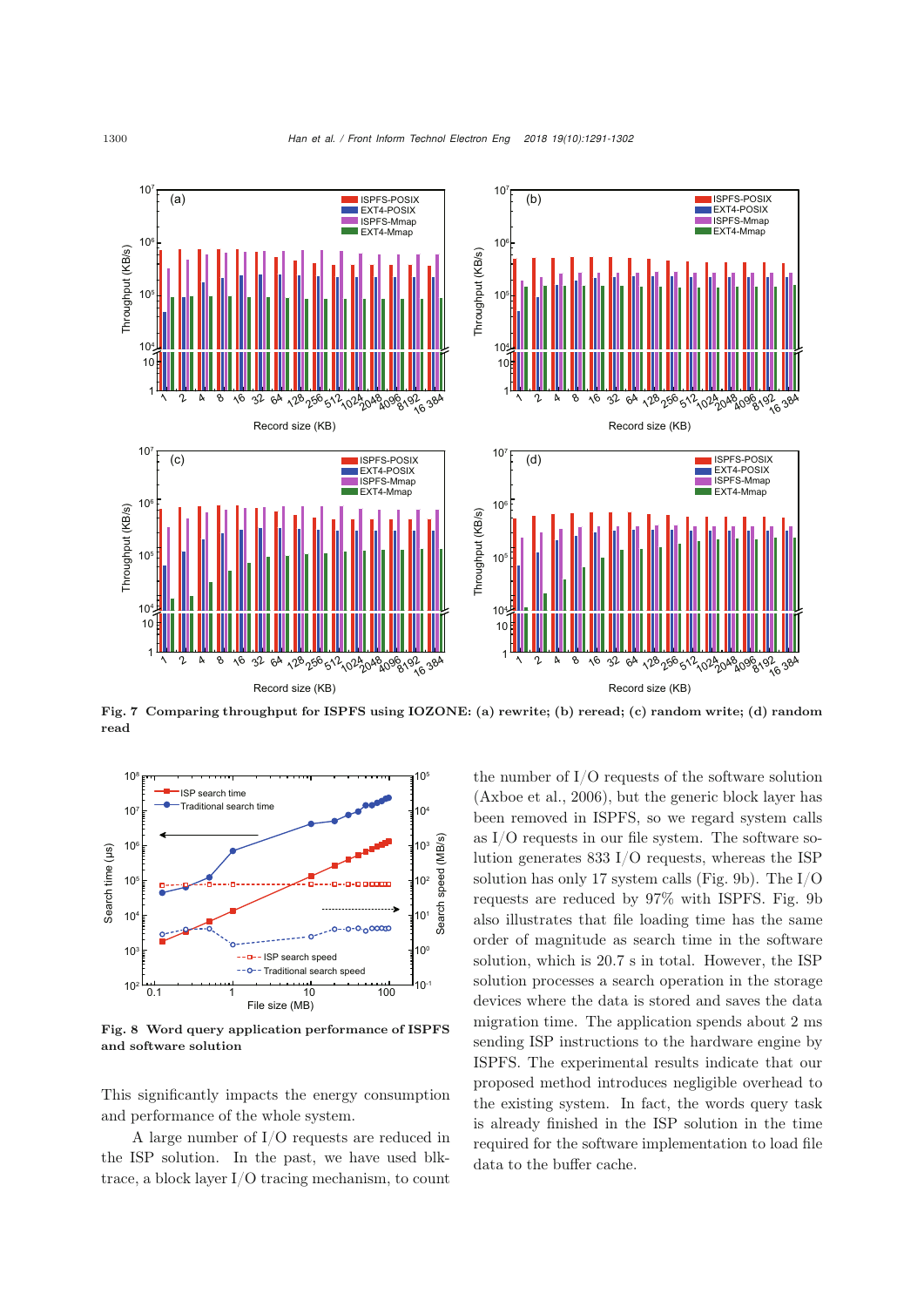**Fig. 7 Comparing throughput for ISPFS using IOZONE: (a) rewrite; (b) reread; (c) random write; (d) random read**

**Fig. 8 Word query application performance of ISPFS and software solution**

This significantly impacts the energy consumption and performance of the whole system.

A large number of I/O requests are reduced in the ISP solution. In the past, we have used blktrace, a block layer I/O tracing mechanism, to count the number of I/O requests of the software solution (Axboe et al., 2006), but the generic block layer has been removed in ISPFS, so we regard system calls as I/O requests in our file system. The software solution generates 833 I/O requests, whereas the ISP solution has only 17 system calls (Fig. 9b). The I/O requests are reduced by 97% with ISPFS. Fig. 9b also illustrates that file loading time has the same order of magnitude as search time in the software solution, which is 20.7 s in total. However, the ISP solution processes a search operation in the storage devices where the data is stored and saves the data migration time. The application spends about 2 ms sending ISP instructions to the hardware engine by ISPFS. The experimental results indicate that our proposed method introduces negligible overhead to the existing system. In fact, the words query task is already finished in the ISP solution in the time required for the software implementation to load file data to the buffer cache.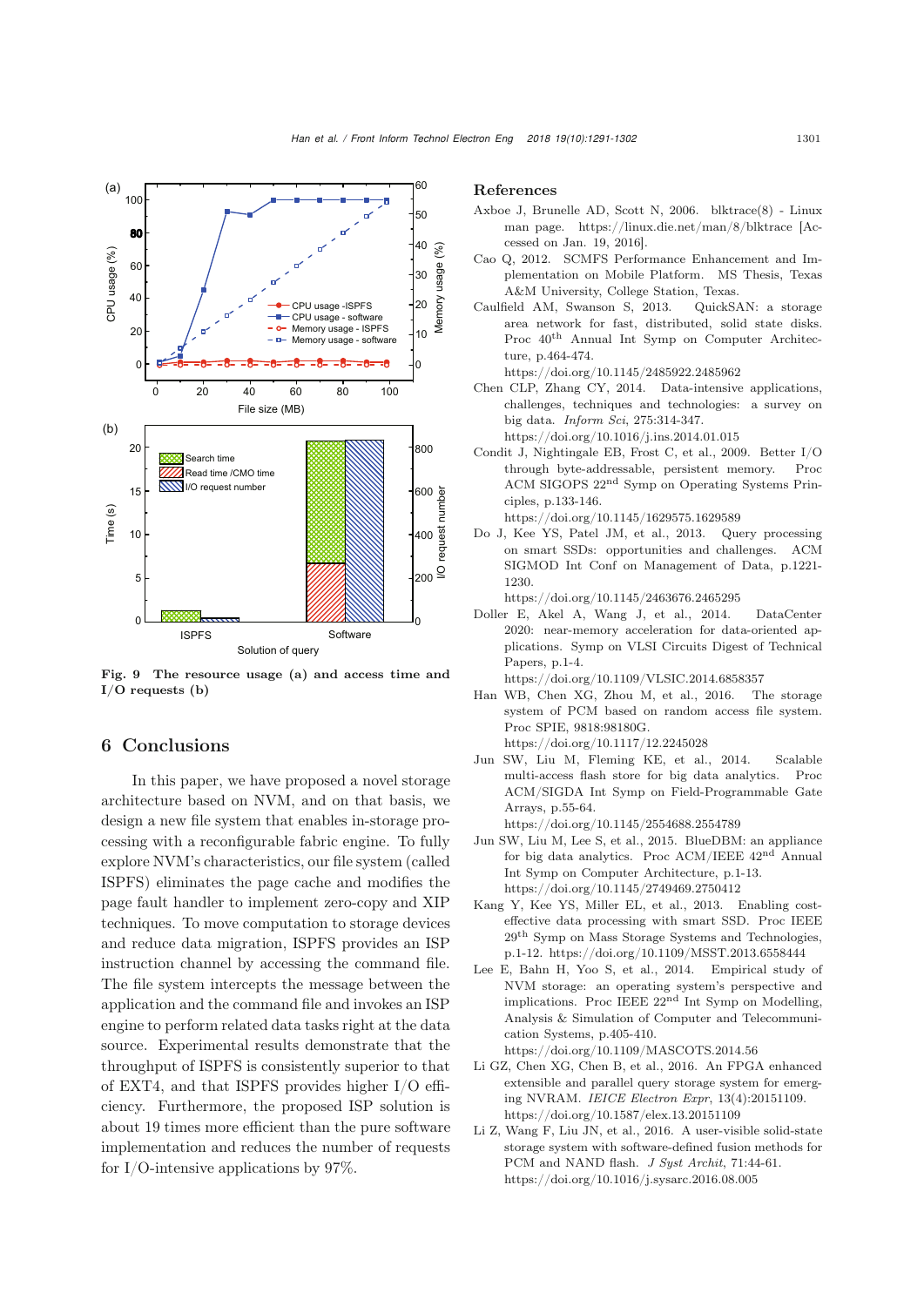Fig. 9 The resource usage (a) and access time and I/O requests (b)

## 6 Conclusions

In this paper, we have proposed a novel storage architecture based on NVM, and on that basis, we design a new file system that enables in-storage processing with a reconfigurable fabric engine. To fully explore NVM's characteristics, our file system (called ISPFS) eliminates the page cache and modifies the page fault handler to implement zero-copy and XIP techniques. To move computation to storage devices and reduce data migration, ISPFS provides an ISP instruction channel by accessing the command file. The file system intercepts the message between the application and the command file and invokes an ISP engine to perform related data tasks right at the data source. Experimental results demonstrate that the throughput of ISPFS is consistently superior to that of EXT4, and that ISPFS provides higher I/O efficiency. Furthermore, the proposed ISP solution is about 19 times more efficient than the pure software implementation and reduces the number of requests for I/O-intensive applications by 97%.

## References

Axboe J, Brunelle AD, Scott N, 2006. blktrace(8) - Linux man page. https://linux.die.net/man/8/blktrace [Accessed on Jan. 19, 2016].

Cao Q, 2012. SCMFS Performance Enhancement and Implementation on Mobile Platform. MS Thesis, Texas A&M University, College Station, Texas.

Caulfield AM, Swanson S, 2013. QuickSAN: a storage area network for fast, distributed, solid state disks. Proc 40th Annual Int Symp on Computer Architecture, p.464-474. https://doi.org/10.1145/2485922.2485962

Chen CLP, Zhang CY, 2014. Data-intensive applications, challenges, techniques and technologies: a survey on big data. *Inform Sci*, 275:314-347. https://doi.org/10.1016/j.ins.2014.01.015

Condit J, Nightingale EB, Frost C, et al., 2009. Better I/O through byte-addressable, persistent memory. Proc ACM SIGOPS 22nd Symp on Operating Systems Principles, p.133-146. https://doi.org/10.1145/1629575.1629589

Do J, Kee YS, Patel JM, et al., 2013. Query processing on smart SSDs: opportunities and challenges. ACM SIGMOD Int Conf on Management of Data, p.1221-1230. https://doi.org/10.1145/2463676.2465295

Doller E, Akel A, Wang J, et al., 2014. DataCenter 2020: near-memory acceleration for data-oriented applications. Symp on VLSI Circuits Digest of Technical Papers, p.1-4. https://doi.org/10.1109/VLSIC.2014.6858357

Han WB, Chen XG, Zhou M, et al., 2016. The storage system of PCM based on random access file system. Proc SPIE, 9818:98180G. https://doi.org/10.1117/12.2245028

Jun SW, Liu M, Fleming KE, et al., 2014. Scalable multi-access flash store for big data analytics. Proc ACM/SIGDA Int Symp on Field-Programmable Gate Arrays, p.55-64. https://doi.org/10.1145/2554688.2554789

Jun SW, Liu M, Lee S, et al., 2015. BlueDBM: an appliance for big data analytics. Proc ACM/IEEE 42nd Annual Int Symp on Computer Architecture, p.1-13. https://doi.org/10.1145/2749469.2750412

Kang Y, Kee YS, Miller EL, et al., 2013. Enabling cost-effective data processing with smart SSD. Proc IEEE 29th Symp on Mass Storage Systems and Technologies, p.1-12. https://doi.org/10.1109/MSST.2013.6558444

Lee E, Bahn H, Yoo S, et al., 2014. Empirical study of NVM storage: an operating system's perspective and implications. Proc IEEE 22nd Int Symp on Modelling, Analysis & Simulation of Computer and Telecommunication Systems, p.405-410. https://doi.org/10.1109/MASCOTS.2014.56

Li GZ, Chen XG, Chen B, et al., 2016. An FPGA enhanced extensible and parallel query storage system for emerging NVRAM. *IEICE Electron Expr*, 13(4):20151109. https://doi.org/10.1587/elex.13.20151109

Li Z, Wang F, Liu JN, et al., 2016. A user-visible solid-state storage system with software-defined fusion methods for PCM and NAND flash. *J Syst Archit*, 71:44-61. https://doi.org/10.1016/j.sysarc.2016.08.005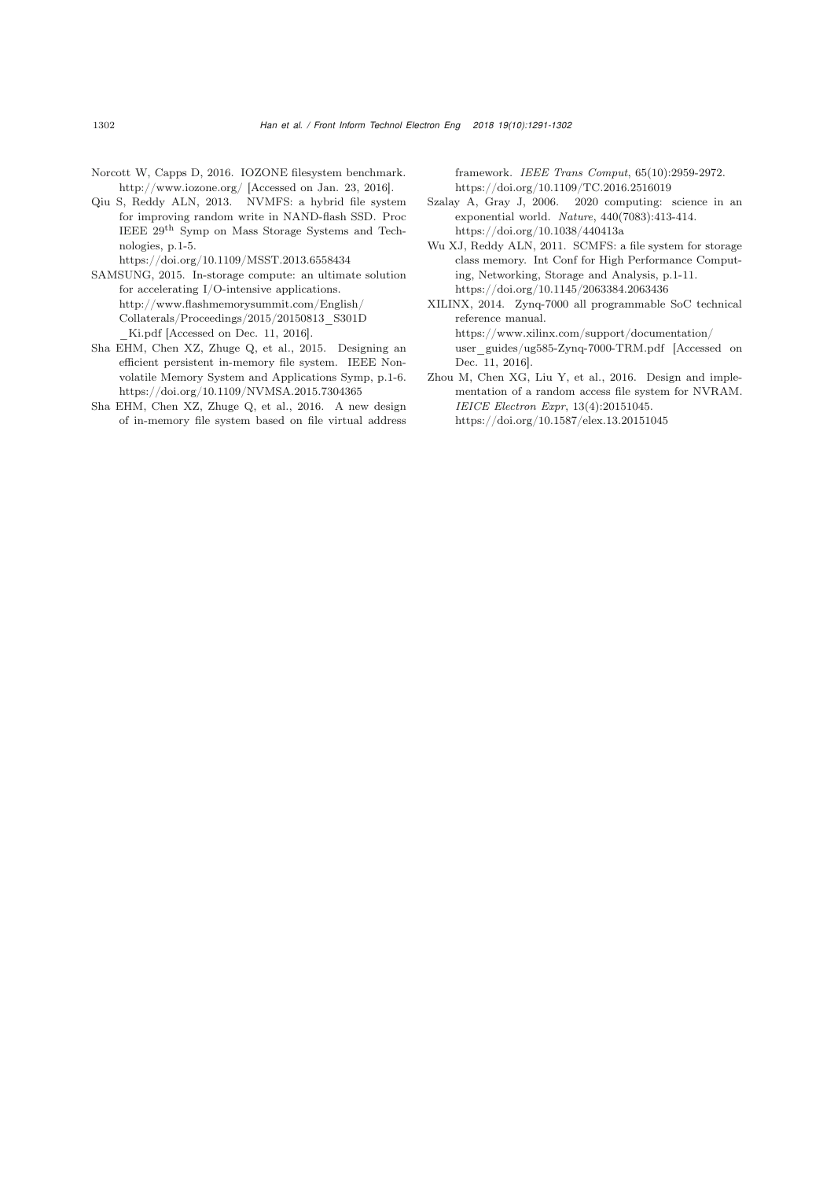Norcott W, Capps D, 2016. IOZONE filesystem benchmark. http://www.iozone.org/ [Accessed on Jan. 23, 2016].

Qiu S, Reddy ALN, 2013. NVMFS: a hybrid file system for improving random write in NAND-flash SSD. Proc IEEE 29th Symp on Mass Storage Systems and Technologies, p.1-5. https://doi.org/10.1109/MSST.2013.6558434

SAMSUNG, 2015. In-storage compute: an ultimate solution for accelerating I/O-intensive applications. http://www.flashmemorysummit.com/English/Collaterals/Proceedings/2015/20150813_S301D_Ki.pdf [Accessed on Dec. 11, 2016].

Sha EHM, Chen XZ, Zhuge Q, et al., 2015. Designing an efficient persistent in-memory file system. IEEE Non-volatile Memory System and Applications Symp, p.1-6. https://doi.org/10.1109/NVMSA.2015.7304365

Sha EHM, Chen XZ, Zhuge Q, et al., 2016. A new design of in-memory file system based on file virtual address framework. *IEEE Trans Comput*, 65(10):2959-2972. https://doi.org/10.1109/TC.2016.2516019

Szalay A, Gray J, 2006. 2020 computing: science in an exponential world. *Nature*, 440(7083):413-414. https://doi.org/10.1038/440413a

Wu XJ, Reddy ALN, 2011. SCMFS: a file system for storage class memory. Int Conf for High Performance Computing, Networking, Storage and Analysis, p.1-11. https://doi.org/10.1145/2063384.2063436

XILINX, 2014. Zynq-7000 all programmable SoC technical reference manual. https://www.xilinx.com/support/documentation/user_guides/ug585-Zynq-7000-TRM.pdf [Accessed on Dec. 11, 2016].

Zhou M, Chen XG, Liu Y, et al., 2016. Design and implementation of a random access file system for NVRAM. *IEICE Electron Expr*, 13(4):20151045. https://doi.org/10.1587/elex.13.20151045